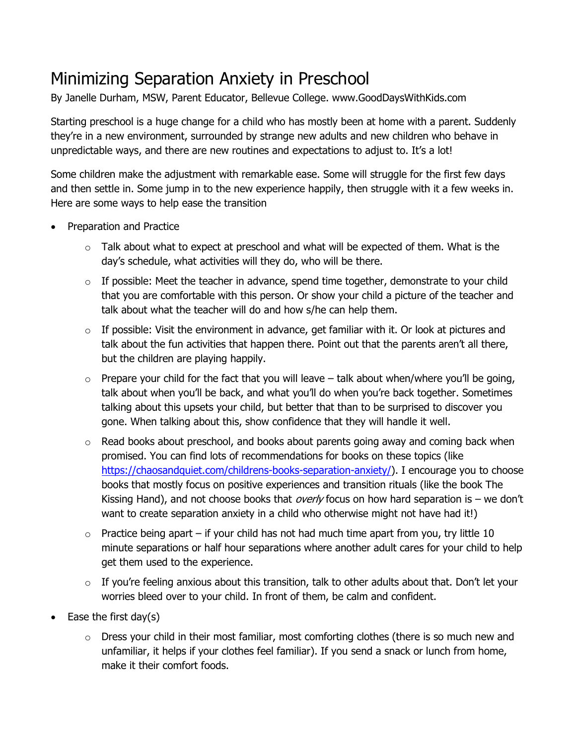# Minimizing Separation Anxiety in Preschool

By Janelle Durham, MSW, Parent Educator, Bellevue College. www.GoodDaysWithKids.com

Starting preschool is a huge change for a child who has mostly been at home with a parent. Suddenly they're in a new environment, surrounded by strange new adults and new children who behave in unpredictable ways, and there are new routines and expectations to adjust to. It's a lot!

Some children make the adjustment with remarkable ease. Some will struggle for the first few days and then settle in. Some jump in to the new experience happily, then struggle with it a few weeks in. Here are some ways to help ease the transition

- Preparation and Practice
  - Talk about what to expect at preschool and what will be expected of them. What is the day's schedule, what activities will they do, who will be there.
  - If possible: Meet the teacher in advance, spend time together, demonstrate to your child that you are comfortable with this person. Or show your child a picture of the teacher and talk about what the teacher will do and how s/he can help them.
  - If possible: Visit the environment in advance, get familiar with it. Or look at pictures and talk about the fun activities that happen there. Point out that the parents aren't all there, but the children are playing happily.
  - Prepare your child for the fact that you will leave – talk about when/where you'll be going, talk about when you'll be back, and what you'll do when you're back together. Sometimes talking about this upsets your child, but better that than to be surprised to discover you gone. When talking about this, show confidence that they will handle it well.
  - Read books about preschool, and books about parents going away and coming back when promised. You can find lots of recommendations for books on these topics (like [https://chaosandquiet.com/childrens-books-separation-anxiety/](https://chaosandquiet.com/childrens-books-separation-anxiety/)). I encourage you to choose books that mostly focus on positive experiences and transition rituals (like the book The Kissing Hand), and not choose books that *overly* focus on how hard separation is – we don't want to create separation anxiety in a child who otherwise might not have had it!)
  - Practice being apart – if your child has not had much time apart from you, try little 10 minute separations or half hour separations where another adult cares for your child to help get them used to the experience.
  - If you're feeling anxious about this transition, talk to other adults about that. Don't let your worries bleed over to your child. In front of them, be calm and confident.
- Ease the first day(s)
  - Dress your child in their most familiar, most comforting clothes (there is so much new and unfamiliar, it helps if your clothes feel familiar). If you send a snack or lunch from home, make it their comfort foods.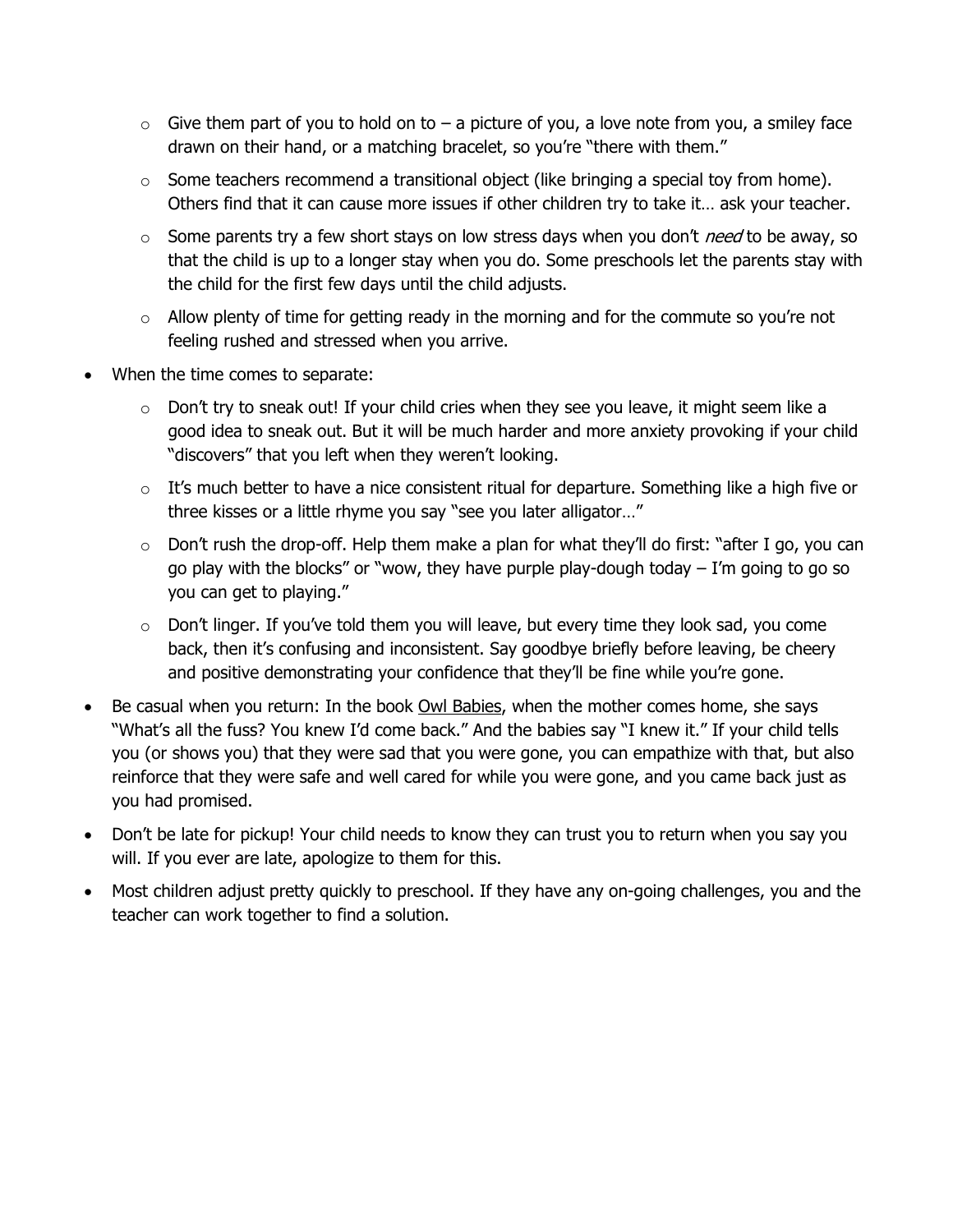- Give them part of you to hold on to – a picture of you, a love note from you, a smiley face drawn on their hand, or a matching bracelet, so you're "there with them."
  - Some teachers recommend a transitional object (like bringing a special toy from home). Others find that it can cause more issues if other children try to take it… ask your teacher.
  - Some parents try a few short stays on low stress days when you don't *need* to be away, so that the child is up to a longer stay when you do. Some preschools let the parents stay with the child for the first few days until the child adjusts.
  - Allow plenty of time for getting ready in the morning and for the commute so you're not feeling rushed and stressed when you arrive.
- When the time comes to separate:
  - Don't try to sneak out! If your child cries when they see you leave, it might seem like a good idea to sneak out. But it will be much harder and more anxiety provoking if your child "discovers" that you left when they weren't looking.
  - It's much better to have a nice consistent ritual for departure. Something like a high five or three kisses or a little rhyme you say "see you later alligator…"
  - Don't rush the drop-off. Help them make a plan for what they'll do first: "after I go, you can go play with the blocks" or "wow, they have purple play-dough today – I'm going to go so you can get to playing."
  - Don't linger. If you've told them you will leave, but every time they look sad, you come back, then it's confusing and inconsistent. Say goodbye briefly before leaving, be cheery and positive demonstrating your confidence that they'll be fine while you're gone.
- Be casual when you return: In the book <u>Owl Babies</u>, when the mother comes home, she says "What's all the fuss? You knew I'd come back." And the babies say "I knew it." If your child tells you (or shows you) that they were sad that you were gone, you can empathize with that, but also reinforce that they were safe and well cared for while you were gone, and you came back just as you had promised.
- Don't be late for pickup! Your child needs to know they can trust you to return when you say you will. If you ever are late, apologize to them for this.
- Most children adjust pretty quickly to preschool. If they have any on-going challenges, you and the teacher can work together to find a solution.